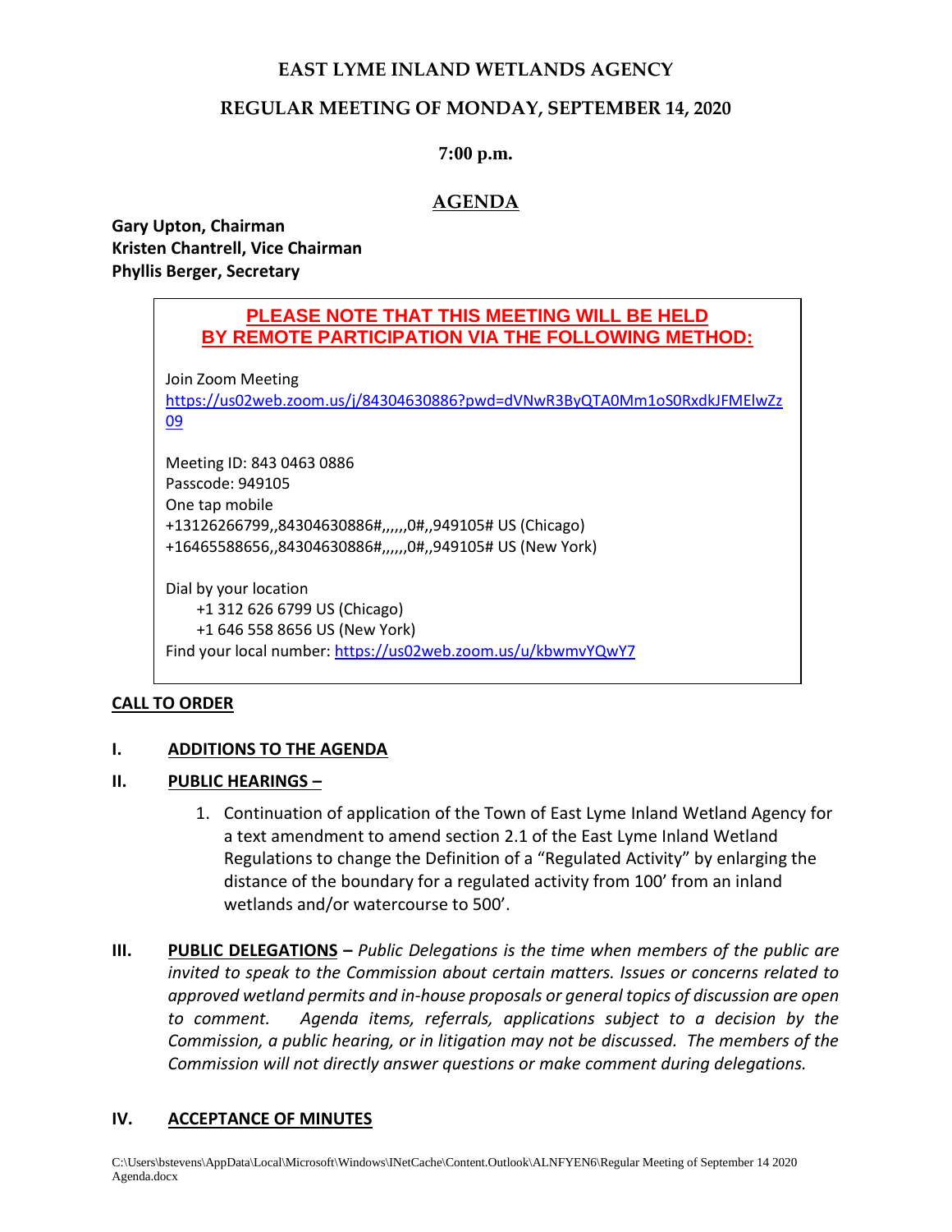# EAST LYME INLAND WETLANDS AGENCY

## REGULAR MEETING OF MONDAY, SEPTEMBER 14, 2020

### 7:00 p.m.

## AGENDA

**Gary Upton, Chairman**
**Kristen Chantrell, Vice Chairman**
**Phyllis Berger, Secretary**

**PLEASE NOTE THAT THIS MEETING WILL BE HELD BY REMOTE PARTICIPATION VIA THE FOLLOWING METHOD:**

Join Zoom Meeting
https://us02web.zoom.us/j/84304630886?pwd=dVNwR3ByQTA0Mm1oS0RxdkJFMElwZz09

Meeting ID: 843 0463 0886
Passcode: 949105
One tap mobile
+13126266799,,84304630886#,,,,,,0#,,949105# US (Chicago)
+16465588656,,84304630886#,,,,,,0#,,949105# US (New York)

Dial by your location
+1 312 626 6799 US (Chicago)
+1 646 558 8656 US (New York)
Find your local number: https://us02web.zoom.us/u/kbwmvYQwY7

**CALL TO ORDER**

**I. ADDITIONS TO THE AGENDA**

**II. PUBLIC HEARINGS –**

1. Continuation of application of the Town of East Lyme Inland Wetland Agency for a text amendment to amend section 2.1 of the East Lyme Inland Wetland Regulations to change the Definition of a "Regulated Activity" by enlarging the distance of the boundary for a regulated activity from 100' from an inland wetlands and/or watercourse to 500'.

**III. PUBLIC DELEGATIONS –** *Public Delegations is the time when members of the public are invited to speak to the Commission about certain matters. Issues or concerns related to approved wetland permits and in-house proposals or general topics of discussion are open to comment. Agenda items, referrals, applications subject to a decision by the Commission, a public hearing, or in litigation may not be discussed. The members of the Commission will not directly answer questions or make comment during delegations.*

**IV. ACCEPTANCE OF MINUTES**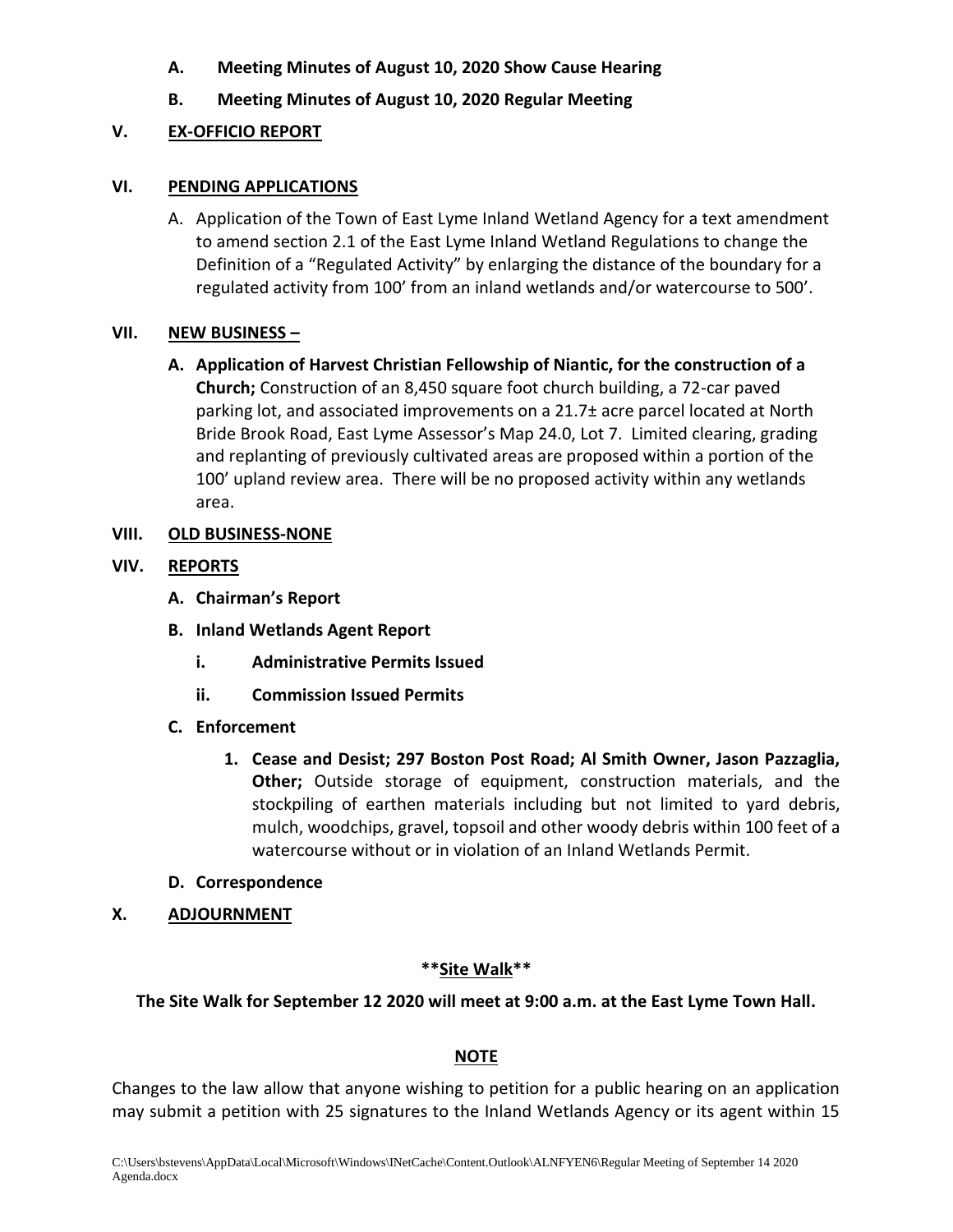- **A. Meeting Minutes of August 10, 2020 Show Cause Hearing**
- **B. Meeting Minutes of August 10, 2020 Regular Meeting**

## V. EX-OFFICIO REPORT

## VI. PENDING APPLICATIONS

A. Application of the Town of East Lyme Inland Wetland Agency for a text amendment to amend section 2.1 of the East Lyme Inland Wetland Regulations to change the Definition of a "Regulated Activity" by enlarging the distance of the boundary for a regulated activity from 100' from an inland wetlands and/or watercourse to 500'.

## VII. NEW BUSINESS –

**A. Application of Harvest Christian Fellowship of Niantic, for the construction of a Church;** Construction of an 8,450 square foot church building, a 72-car paved parking lot, and associated improvements on a 21.7± acre parcel located at North Bride Brook Road, East Lyme Assessor's Map 24.0, Lot 7. Limited clearing, grading and replanting of previously cultivated areas are proposed within a portion of the 100' upland review area. There will be no proposed activity within any wetlands area.

## VIII. OLD BUSINESS-NONE

## VIV. REPORTS

**A. Chairman's Report**

**B. Inland Wetlands Agent Report**

- **i. Administrative Permits Issued**
- **ii. Commission Issued Permits**

**C. Enforcement**

1. **Cease and Desist; 297 Boston Post Road; Al Smith Owner, Jason Pazzaglia, Other;** Outside storage of equipment, construction materials, and the stockpiling of earthen materials including but not limited to yard debris, mulch, woodchips, gravel, topsoil and other woody debris within 100 feet of a watercourse without or in violation of an Inland Wetlands Permit.

**D. Correspondence**

## X. ADJOURNMENT

**\*\*Site Walk\*\***

**The Site Walk for September 12 2020 will meet at 9:00 a.m. at the East Lyme Town Hall.**

**NOTE**

Changes to the law allow that anyone wishing to petition for a public hearing on an application may submit a petition with 25 signatures to the Inland Wetlands Agency or its agent within 15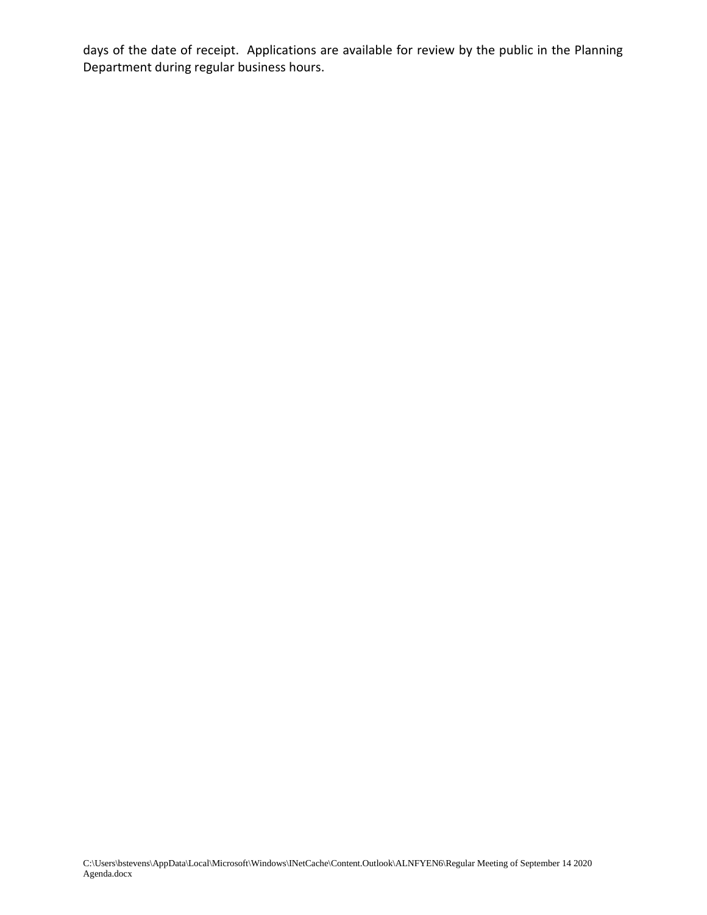days of the date of receipt. Applications are available for review by the public in the Planning Department during regular business hours.